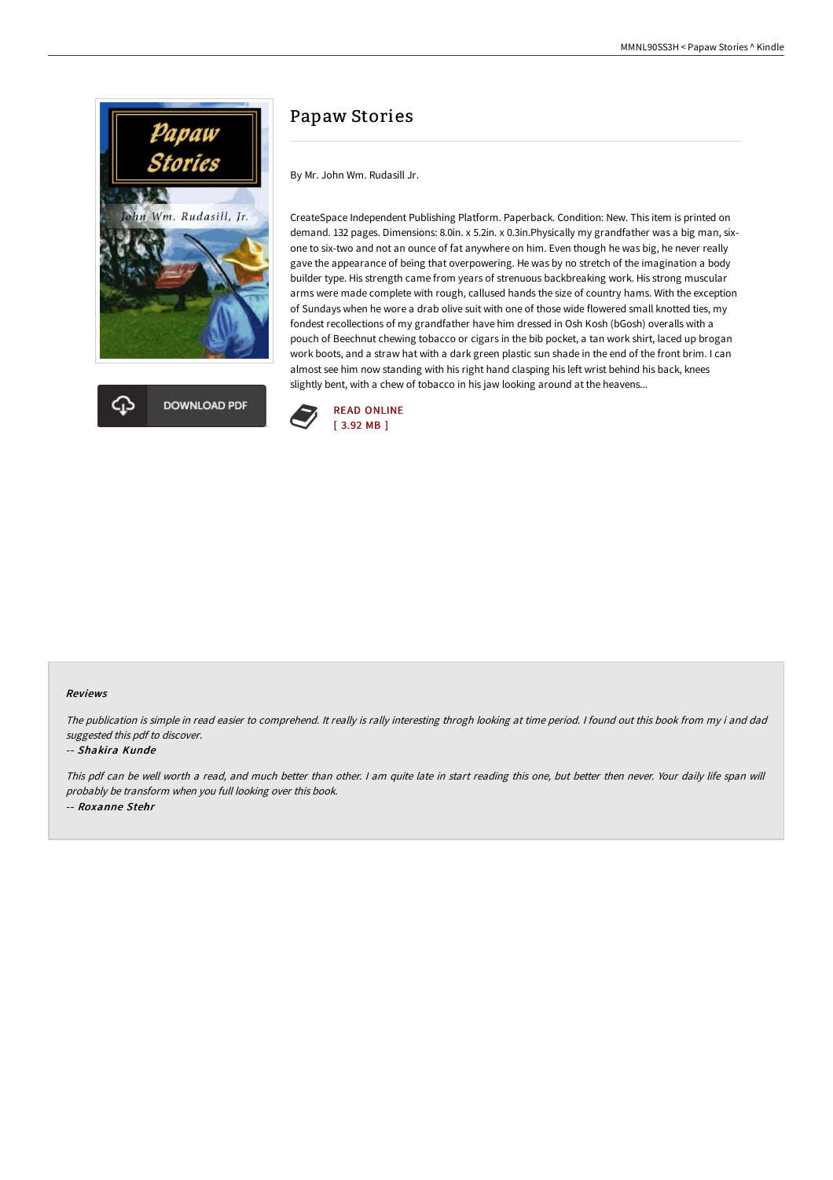# Papaw Stories

By Mr. John Wm. Rudasill Jr.

CreateSpace Independent Publishing Platform. Paperback. Condition: New. This item is printed on demand. 132 pages. Dimensions: 8.0in. x 5.2in. x 0.3in.Physically my grandfather was a big man, six-one to six-two and not an ounce of fat anywhere on him. Even though he was big, he never really gave the appearance of being that overpowering. He was by no stretch of the imagination a body builder type. His strength came from years of strenuous backbreaking work. His strong muscular arms were made complete with rough, callused hands the size of country hams. With the exception of Sundays when he wore a drab olive suit with one of those wide flowered small knotted ties, my fondest recollections of my grandfather have him dressed in Osh Kosh (bGosh) overalls with a pouch of Beechnut chewing tobacco or cigars in the bib pocket, a tan work shirt, laced up brogan work boots, and a straw hat with a dark green plastic sun shade in the end of the front brim. I can almost see him now standing with his right hand clasping his left wrist behind his back, knees slightly bent, with a chew of tobacco in his jaw looking around at the heavens...

DOWNLOAD PDF

READ ONLINE
[ 3.92 MB ]

### Reviews

*The publication is simple in read easier to comprehend. It really is rally interesting throgh looking at time period. I found out this book from my i and dad suggested this pdf to discover.*

*-- Shakira Kunde*

*This pdf can be well worth a read, and much better than other. I am quite late in start reading this one, but better then never. Your daily life span will probably be transform when you full looking over this book.*

*-- Roxanne Stehr*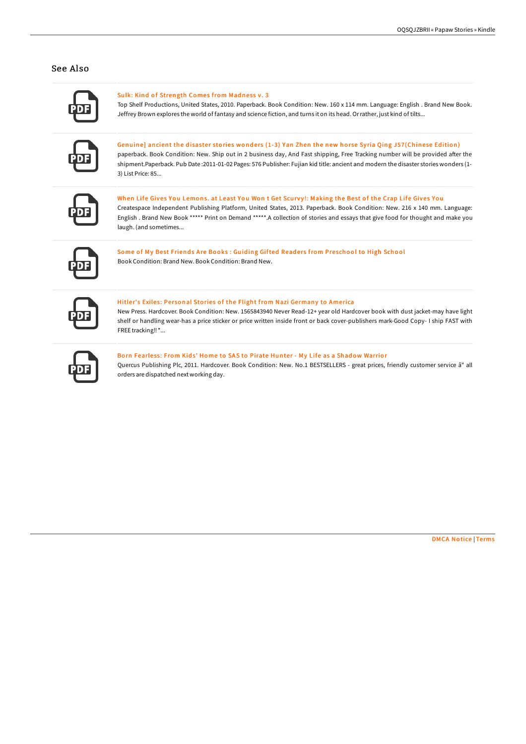## See Also

**Sulk: Kind of Strength Comes from Madness v. 3**

Top Shelf Productions, United States, 2010. Paperback. Book Condition: New. 160 x 114 mm. Language: English . Brand New Book. Jeffrey Brown explores the world of fantasy and science fiction, and turns it on its head. Or rather, just kind of tilts...

**Genuine] ancient the disaster stories wonders (1-3) Yan Zhen the new horse Syria Qing J57(Chinese Edition)**

paperback. Book Condition: New. Ship out in 2 business day, And Fast shipping, Free Tracking number will be provided after the shipment.Paperback. Pub Date :2011-01-02 Pages: 576 Publisher: Fujian kid title: ancient and modern the disaster stories wonders (1-3) List Price: 85...

**When Life Gives You Lemons. at Least You Won t Get Scurvy!: Making the Best of the Crap Life Gives You**

Createspace Independent Publishing Platform, United States, 2013. Paperback. Book Condition: New. 216 x 140 mm. Language: English . Brand New Book ***** Print on Demand *****.A collection of stories and essays that give food for thought and make you laugh. (and sometimes...

**Some of My Best Friends Are Books : Guiding Gifted Readers from Preschool to High School**

Book Condition: Brand New. Book Condition: Brand New.

**Hitler's Exiles: Personal Stories of the Flight from Nazi Germany to America**

New Press. Hardcover. Book Condition: New. 1565843940 Never Read-12+ year old Hardcover book with dust jacket-may have light shelf or handling wear-has a price sticker or price written inside front or back cover-publishers mark-Good Copy- I ship FAST with FREE tracking!! *...

**Born Fearless: From Kids' Home to SAS to Pirate Hunter - My Life as a Shadow Warrior**

Quercus Publishing Plc, 2011. Hardcover. Book Condition: New. No.1 BESTSELLERS - great prices, friendly customer service â" all orders are dispatched next working day.